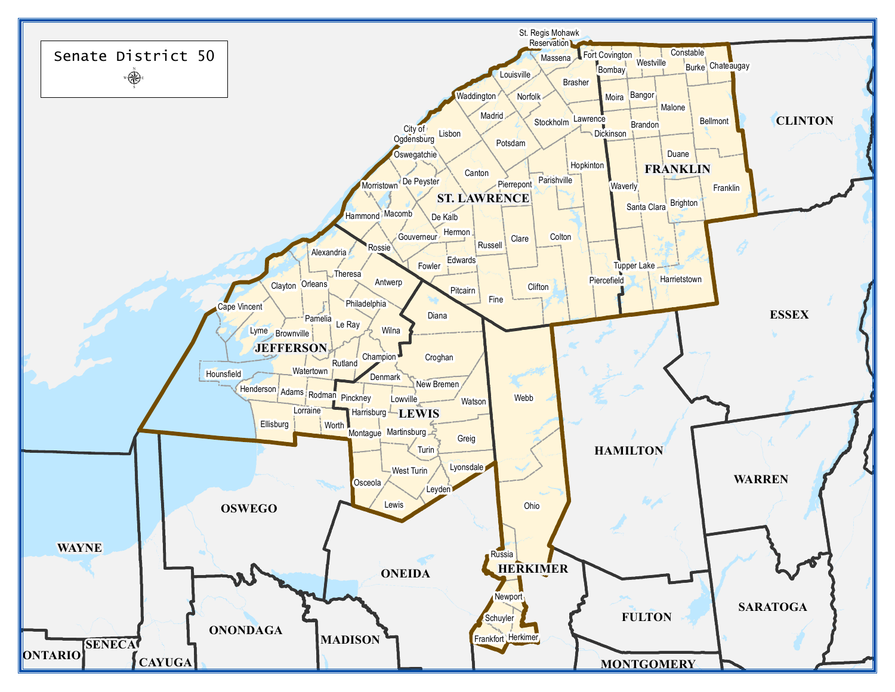# Senate District 50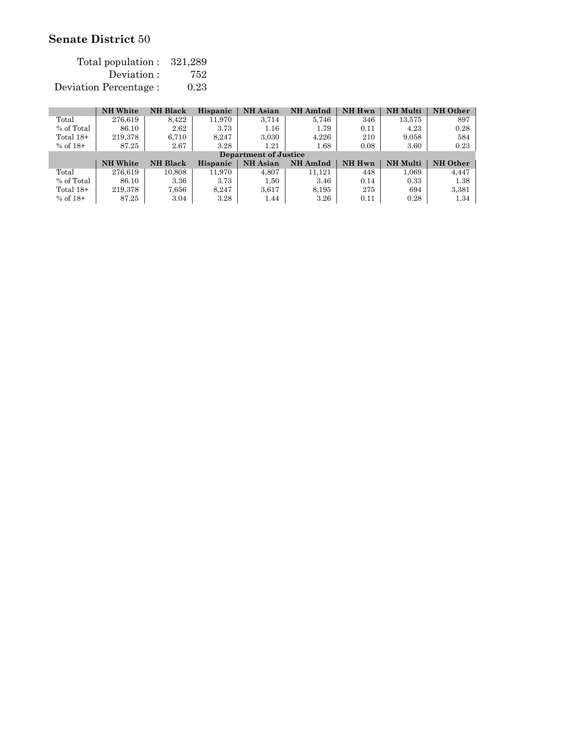**Senate District** 50

Total population : 321,289
Deviation : 752
Deviation Percentage : 0.23

| | NH White | NH Black | Hispanic | NH Asian | NH AmInd | NH Hwn | NH Multi | NH Other |
|---|---|---|---|---|---|---|---|---|
| Total | 276,619 | 8,422 | 11,970 | 3,714 | 5,746 | 346 | 13,575 | 897 |
| % of Total | 86.10 | 2.62 | 3.73 | 1.16 | 1.79 | 0.11 | 4.23 | 0.28 |
| Total 18+ | 219,378 | 6,710 | 8,247 | 3,030 | 4,226 | 210 | 9,058 | 584 |
| % of 18+ | 87.25 | 2.67 | 3.28 | 1.21 | 1.68 | 0.08 | 3.60 | 0.23 |
| **Department of Justice** | | | | | | | | |
| | **NH White** | **NH Black** | **Hispanic** | **NH Asian** | **NH AmInd** | **NH Hwn** | **NH Multi** | **NH Other** |
| Total | 276,619 | 10,808 | 11,970 | 4,807 | 11,121 | 448 | 1,069 | 4,447 |
| % of Total | 86.10 | 3.36 | 3.73 | 1.50 | 3.46 | 0.14 | 0.33 | 1.38 |
| Total 18+ | 219,378 | 7,656 | 8,247 | 3,617 | 8,195 | 275 | 694 | 3,381 |
| % of 18+ | 87.25 | 3.04 | 3.28 | 1.44 | 3.26 | 0.11 | 0.28 | 1.34 |